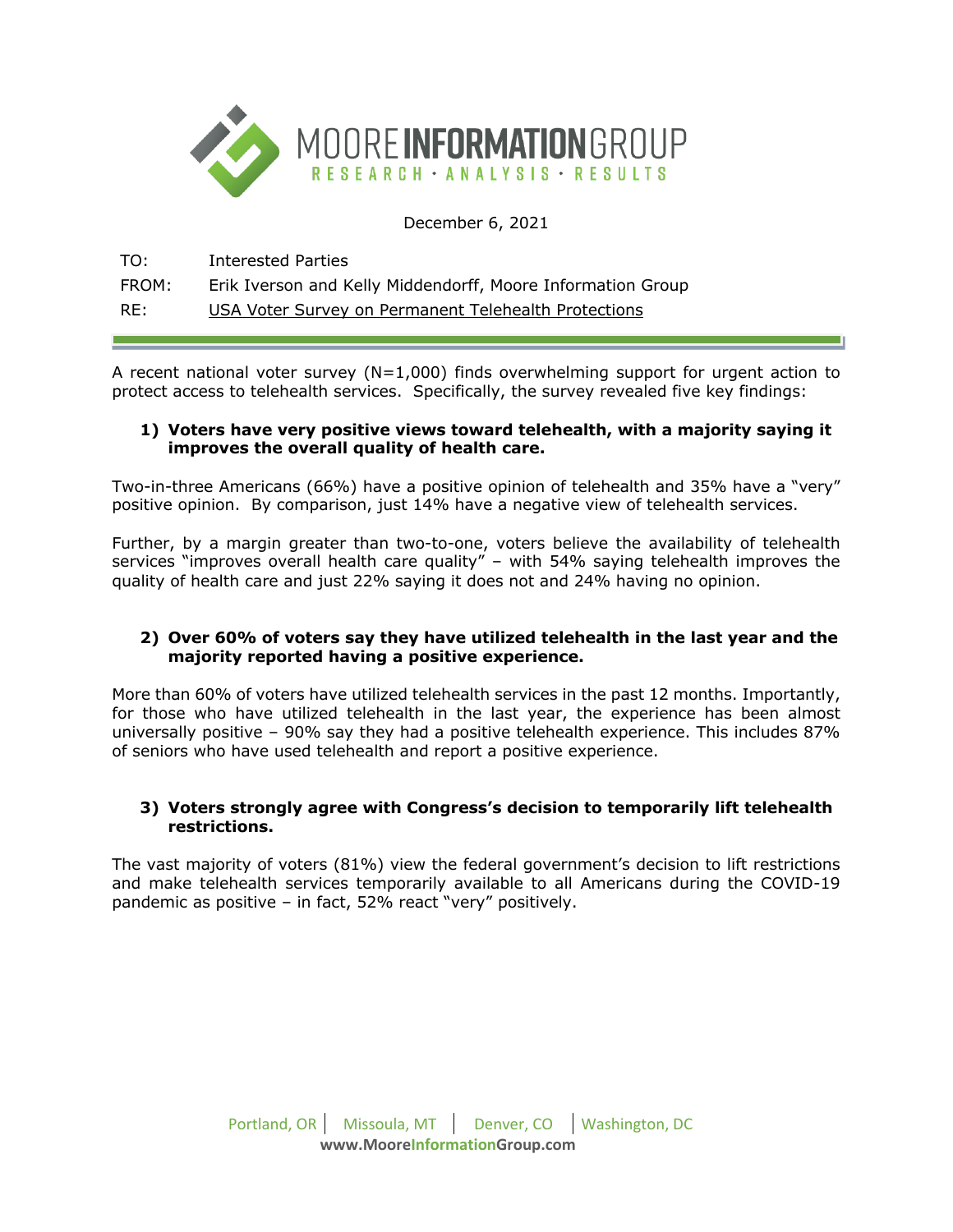# MOORE INFORMATION GROUP

RESEARCH · ANALYSIS · RESULTS

December 6, 2021

TO: Interested Parties

FROM: Erik Iverson and Kelly Middendorff, Moore Information Group

RE: USA Voter Survey on Permanent Telehealth Protections

---

A recent national voter survey (N=1,000) finds overwhelming support for urgent action to protect access to telehealth services. Specifically, the survey revealed five key findings:

**1) Voters have very positive views toward telehealth, with a majority saying it improves the overall quality of health care.**

Two-in-three Americans (66%) have a positive opinion of telehealth and 35% have a "very" positive opinion. By comparison, just 14% have a negative view of telehealth services.

Further, by a margin greater than two-to-one, voters believe the availability of telehealth services "improves overall health care quality" – with 54% saying telehealth improves the quality of health care and just 22% saying it does not and 24% having no opinion.

**2) Over 60% of voters say they have utilized telehealth in the last year and the majority reported having a positive experience.**

More than 60% of voters have utilized telehealth services in the past 12 months. Importantly, for those who have utilized telehealth in the last year, the experience has been almost universally positive – 90% say they had a positive telehealth experience. This includes 87% of seniors who have used telehealth and report a positive experience.

**3) Voters strongly agree with Congress's decision to temporarily lift telehealth restrictions.**

The vast majority of voters (81%) view the federal government's decision to lift restrictions and make telehealth services temporarily available to all Americans during the COVID-19 pandemic as positive – in fact, 52% react "very" positively.

Portland, OR | Missoula, MT | Denver, CO | Washington, DC

www.MooreInformationGroup.com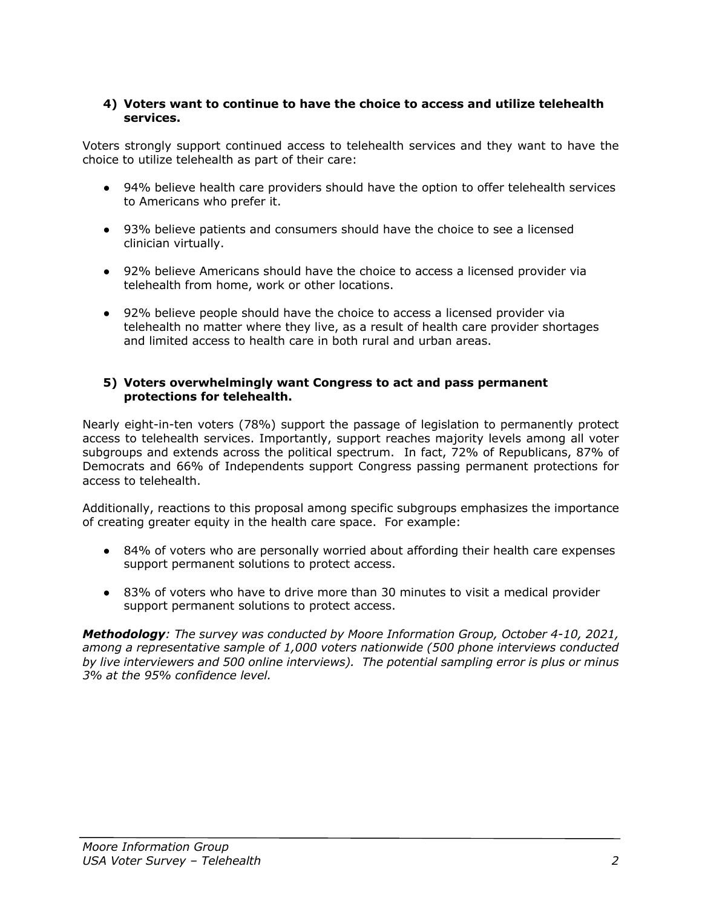### 4) Voters want to continue to have the choice to access and utilize telehealth services.

Voters strongly support continued access to telehealth services and they want to have the choice to utilize telehealth as part of their care:

- 94% believe health care providers should have the option to offer telehealth services to Americans who prefer it.
- 93% believe patients and consumers should have the choice to see a licensed clinician virtually.
- 92% believe Americans should have the choice to access a licensed provider via telehealth from home, work or other locations.
- 92% believe people should have the choice to access a licensed provider via telehealth no matter where they live, as a result of health care provider shortages and limited access to health care in both rural and urban areas.

### 5) Voters overwhelmingly want Congress to act and pass permanent protections for telehealth.

Nearly eight-in-ten voters (78%) support the passage of legislation to permanently protect access to telehealth services. Importantly, support reaches majority levels among all voter subgroups and extends across the political spectrum. In fact, 72% of Republicans, 87% of Democrats and 66% of Independents support Congress passing permanent protections for access to telehealth.

Additionally, reactions to this proposal among specific subgroups emphasizes the importance of creating greater equity in the health care space. For example:

- 84% of voters who are personally worried about affording their health care expenses support permanent solutions to protect access.
- 83% of voters who have to drive more than 30 minutes to visit a medical provider support permanent solutions to protect access.

***Methodology****: The survey was conducted by Moore Information Group, October 4-10, 2021, among a representative sample of 1,000 voters nationwide (500 phone interviews conducted by live interviewers and 500 online interviews). The potential sampling error is plus or minus 3% at the 95% confidence level.*